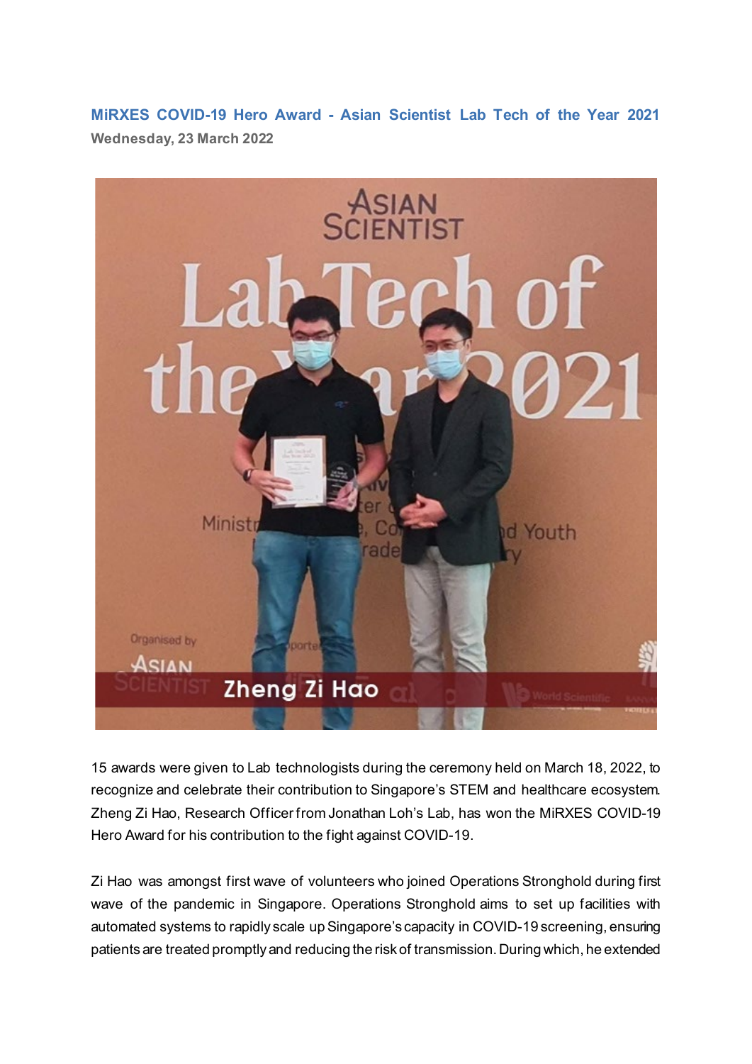**MiRXES COVID-19 Hero Award - Asian Scientist Lab Tech of the Year 2021**

**Wednesday, 23 March 2022**

15 awards were given to Lab technologists during the ceremony held on March 18, 2022, to recognize and celebrate their contribution to Singapore's STEM and healthcare ecosystem. Zheng Zi Hao, Research Officer from Jonathan Loh's Lab, has won the MiRXES COVID-19 Hero Award for his contribution to the fight against COVID-19.

Zi Hao was amongst first wave of volunteers who joined Operations Stronghold during first wave of the pandemic in Singapore. Operations Stronghold aims to set up facilities with automated systems to rapidly scale up Singapore's capacity in COVID-19 screening, ensuring patients are treated promptly and reducing the risk of transmission. During which, he extended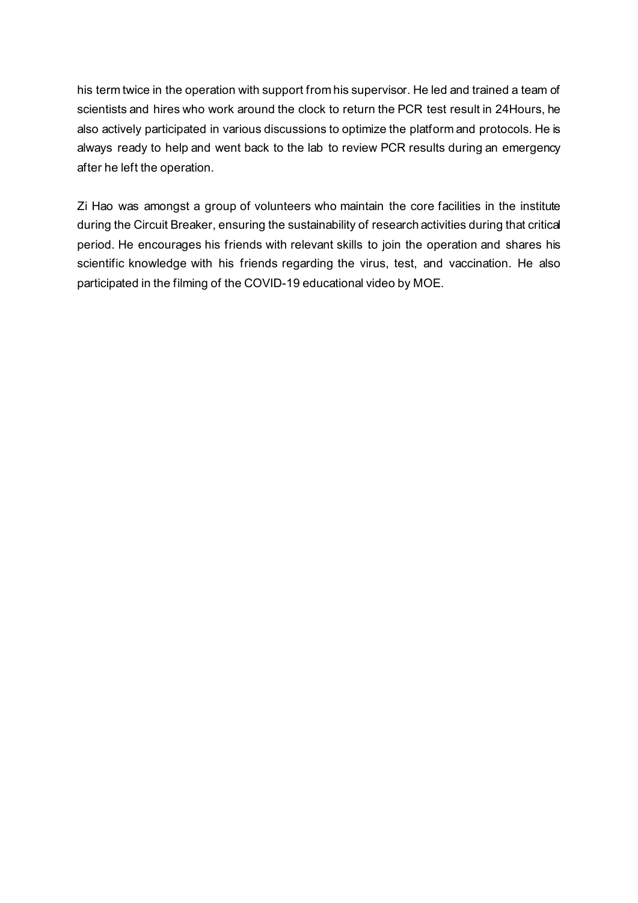his term twice in the operation with support from his supervisor. He led and trained a team of scientists and hires who work around the clock to return the PCR test result in 24Hours, he also actively participated in various discussions to optimize the platform and protocols. He is always ready to help and went back to the lab to review PCR results during an emergency after he left the operation.

Zi Hao was amongst a group of volunteers who maintain the core facilities in the institute during the Circuit Breaker, ensuring the sustainability of research activities during that critical period. He encourages his friends with relevant skills to join the operation and shares his scientific knowledge with his friends regarding the virus, test, and vaccination. He also participated in the filming of the COVID-19 educational video by MOE.